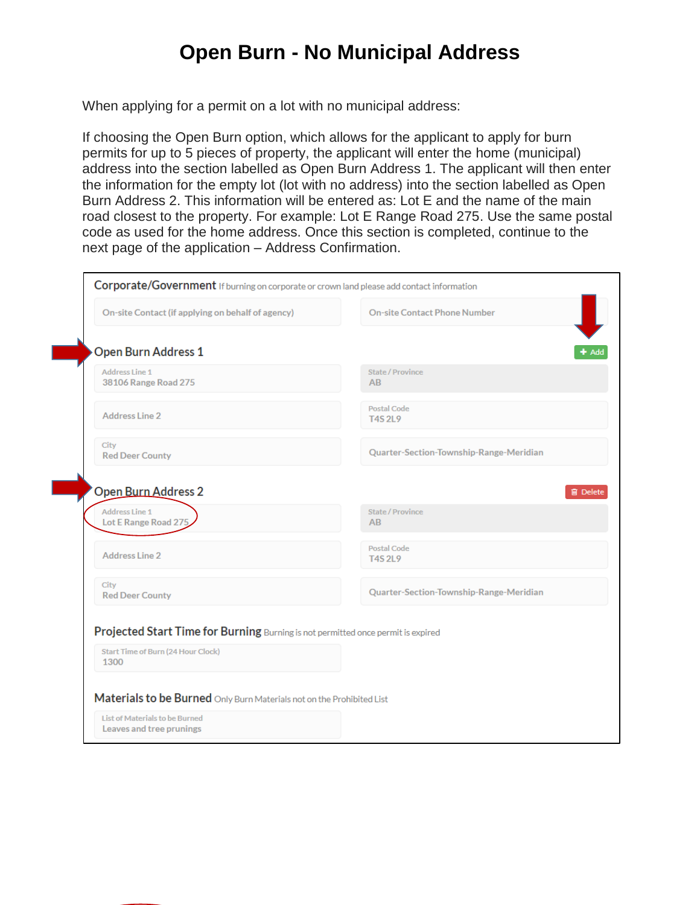# Open Burn - No Municipal Address

When applying for a permit on a lot with no municipal address:

If choosing the Open Burn option, which allows for the applicant to apply for burn permits for up to 5 pieces of property, the applicant will enter the home (municipal) address into the section labelled as Open Burn Address 1. The applicant will then enter the information for the empty lot (lot with no address) into the section labelled as Open Burn Address 2. This information will be entered as: Lot E and the name of the main road closest to the property. For example: Lot E Range Road 275. Use the same postal code as used for the home address. Once this section is completed, continue to the next page of the application – Address Confirmation.

**Corporate/Government** If burning on corporate or crown land please add contact information

On-site Contact (if applying on behalf of agency)

On-site Contact Phone Number

**Open Burn Address 1** [+ Add]

| | |
|---|---|
| Address Line 1: 38106 Range Road 275 | State / Province: AB |
| Address Line 2 | Postal Code: T4S 2L9 |
| City: Red Deer County | Quarter-Section-Township-Range-Meridian |

**Open Burn Address 2** [Delete]

| | |
|---|---|
| Address Line 1: Lot E Range Road 275 | State / Province: AB |
| Address Line 2 | Postal Code: T4S 2L9 |
| City: Red Deer County | Quarter-Section-Township-Range-Meridian |

**Projected Start Time for Burning** Burning is not permitted once permit is expired

Start Time of Burn (24 Hour Clock): 1300

**Materials to be Burned** Only Burn Materials not on the Prohibited List

List of Materials to be Burned: Leaves and tree prunings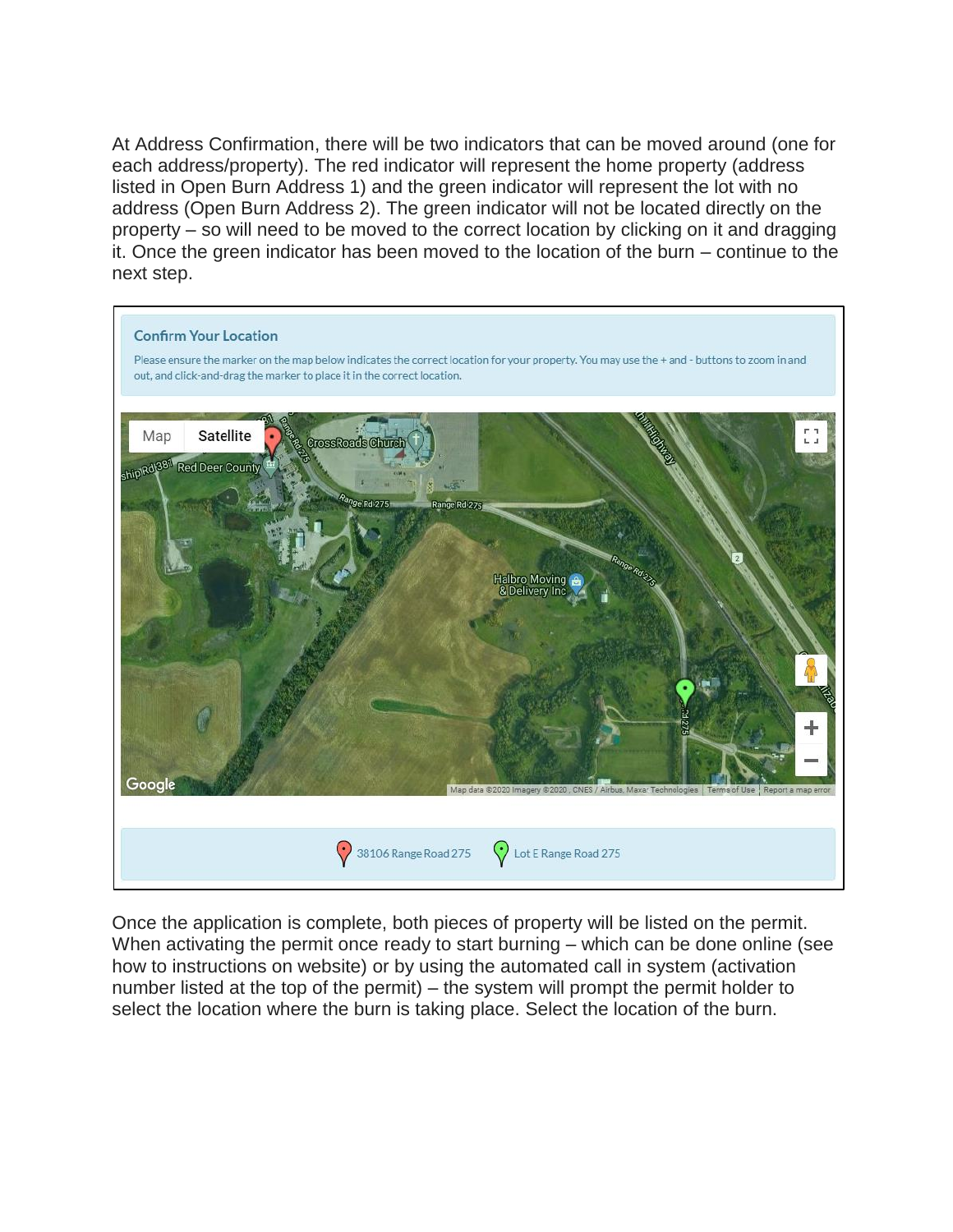At Address Confirmation, there will be two indicators that can be moved around (one for each address/property). The red indicator will represent the home property (address listed in Open Burn Address 1) and the green indicator will represent the lot with no address (Open Burn Address 2). The green indicator will not be located directly on the property – so will need to be moved to the correct location by clicking on it and dragging it. Once the green indicator has been moved to the location of the burn – continue to the next step.

**Confirm Your Location**

Please ensure the marker on the map below indicates the correct location for your property. You may use the + and - buttons to zoom in and out, and click-and-drag the marker to place it in the correct location.

Map
Satellite
CrossRoads Church
Red Deer County
Range Rd 275
Range Rd 275
Range Rd 275
Halbro Moving & Delivery Inc
Google
Map data ©2020 Imagery ©2020 , CNES / Airbus, Maxar Technologies | Terms of Use | Report a map error

38106 Range Road 275 Lot E Range Road 275

Once the application is complete, both pieces of property will be listed on the permit. When activating the permit once ready to start burning – which can be done online (see how to instructions on website) or by using the automated call in system (activation number listed at the top of the permit) – the system will prompt the permit holder to select the location where the burn is taking place. Select the location of the burn.